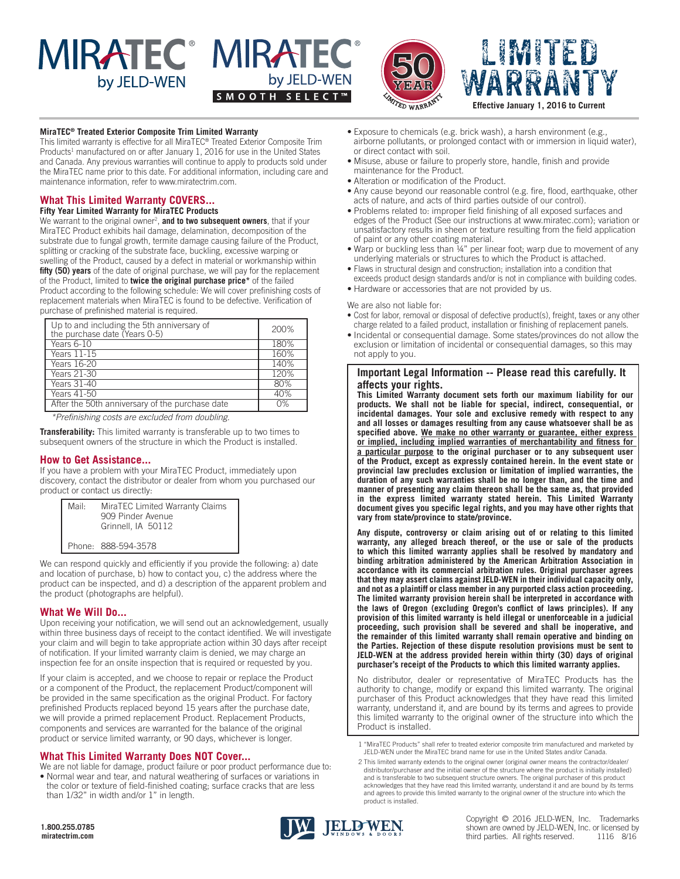# MIRATEC® by JELD-WEN | MIRATEC® by JELD-WEN SMOOTH SELECT™ | 50 YEAR LIMITED WARRANTY

# LIMITED WARRANTY

**Effective January 1, 2016 to Current**

**MiraTEC® Treated Exterior Composite Trim Limited Warranty**

This limited warranty is effective for all MiraTEC® Treated Exterior Composite Trim Products[1] manufactured on or after January 1, 2016 for use in the United States and Canada. Any previous warranties will continue to apply to products sold under the MiraTEC name prior to this date. For additional information, including care and maintenance information, refer to www.miratectrim.com.

## What This Limited Warranty COVERS...

**Fifty Year Limited Warranty for MiraTEC Products**

We warrant to the original owner[2], **and to two subsequent owners**, that if your MiraTEC Product exhibits hail damage, delamination, decomposition of the substrate due to fungal growth, termite damage causing failure of the Product, splitting or cracking of the substrate face, buckling, excessive warping or swelling of the Product, caused by a defect in material or workmanship within **fifty (50) years** of the date of original purchase, we will pay for the replacement of the Product, limited to **twice the original purchase price*** of the failed Product according to the following schedule: We will cover prefinishing costs of replacement materials when MiraTEC is found to be defective. Verification of purchase of prefinished material is required.

| | |
|---|---|
| Up to and including the 5th anniversary of the purchase date (Years 0-5) | 200% |
| Years 6-10 | 180% |
| Years 11-15 | 160% |
| Years 16-20 | 140% |
| Years 21-30 | 120% |
| Years 31-40 | 80% |
| Years 41-50 | 40% |
| After the 50th anniversary of the purchase date | 0% |

*\*Prefinishing costs are excluded from doubling.*

**Transferability:** This limited warranty is transferable up to two times to subsequent owners of the structure in which the Product is installed.

## How to Get Assistance...

If you have a problem with your MiraTEC Product, immediately upon discovery, contact the distributor or dealer from whom you purchased our product or contact us directly:

Mail: MiraTEC Limited Warranty Claims
909 Pinder Avenue
Grinnell, IA 50112

Phone: 888-594-3578

We can respond quickly and efficiently if you provide the following: a) date and location of purchase, b) how to contact you, c) the address where the product can be inspected, and d) a description of the apparent problem and the product (photographs are helpful).

## What We Will Do...

Upon receiving your notification, we will send out an acknowledgement, usually within three business days of receipt to the contact identified. We will investigate your claim and will begin to take appropriate action within 30 days after receipt of notification. If your limited warranty claim is denied, we may charge an inspection fee for an onsite inspection that is required or requested by you.

If your claim is accepted, and we choose to repair or replace the Product or a component of the Product, the replacement Product/component will be provided in the same specification as the original Product. For factory prefinished Products replaced beyond 15 years after the purchase date, we will provide a primed replacement Product. Replacement Products, components and services are warranted for the balance of the original product or service limited warranty, or 90 days, whichever is longer.

## What This Limited Warranty Does NOT Cover...

We are not liable for damage, product failure or poor product performance due to:

- Normal wear and tear, and natural weathering of surfaces or variations in the color or texture of field-finished coating; surface cracks that are less than 1/32" in width and/or 1" in length.
- Exposure to chemicals (e.g. brick wash), a harsh environment (e.g., airborne pollutants, or prolonged contact with or immersion in liquid water), or direct contact with soil.
- Misuse, abuse or failure to properly store, handle, finish and provide maintenance for the Product.
- Alteration or modification of the Product.
- Any cause beyond our reasonable control (e.g. fire, flood, earthquake, other acts of nature, and acts of third parties outside of our control).
- Problems related to: improper field finishing of all exposed surfaces and edges of the Product (See our instructions at www.miratec.com); variation or unsatisfactory results in sheen or texture resulting from the field application of paint or any other coating material.
- Warp or buckling less than ¼" per linear foot; warp due to movement of any underlying materials or structures to which the Product is attached.
- Flaws in structural design and construction; installation into a condition that exceeds product design standards and/or is not in compliance with building codes.
- Hardware or accessories that are not provided by us.

We are also not liable for:

- Cost for labor, removal or disposal of defective product(s), freight, taxes or any other charge related to a failed product, installation or finishing of replacement panels.
- Incidental or consequential damage. Some states/provinces do not allow the exclusion or limitation of incidental or consequential damages, so this may not apply to you.

## Important Legal Information -- Please read this carefully. It affects your rights.

**This Limited Warranty document sets forth our maximum liability for our products. We shall not be liable for special, indirect, consequential, or incidental damages. Your sole and exclusive remedy with respect to any and all losses or damages resulting from any cause whatsoever shall be as specified above. <u>We make no other warranty or guarantee, either express or implied, including implied warranties of merchantability and fitness for a particular purpose</u> to the original purchaser or to any subsequent user of the Product, except as expressly contained herein. In the event state or provincial law precludes exclusion or limitation of implied warranties, the duration of any such warranties shall be no longer than, and the time and manner of presenting any claim thereon shall be the same as, that provided in the express limited warranty stated herein. This Limited Warranty document gives you specific legal rights, and you may have other rights that vary from state/province to state/province.**

**Any dispute, controversy or claim arising out of or relating to this limited warranty, any alleged breach thereof, or the use or sale of the products to which this limited warranty applies shall be resolved by mandatory and binding arbitration administered by the American Arbitration Association in accordance with its commercial arbitration rules. Original purchaser agrees that they may assert claims against JELD-WEN in their individual capacity only, and not as a plaintiff or class member in any purported class action proceeding. The limited warranty provision herein shall be interpreted in accordance with the laws of Oregon (excluding Oregon's conflict of laws principles). If any provision of this limited warranty is held illegal or unenforceable in a judicial proceeding, such provision shall be severed and shall be inoperative, and the remainder of this limited warranty shall remain operative and binding on the Parties. Rejection of these dispute resolution provisions must be sent to JELD-WEN at the address provided herein within thirty (30) days of original purchaser's receipt of the Products to which this limited warranty applies.**

No distributor, dealer or representative of MiraTEC Products has the authority to change, modify or expand this limited warranty. The original purchaser of this Product acknowledges that they have read this limited warranty, understand it, and are bound by its terms and agrees to provide this limited warranty to the original owner of the structure into which the Product is installed.

1 "MiraTEC Products" shall refer to treated exterior composite trim manufactured and marketed by JELD-WEN under the MiraTEC brand name for use in the United States and/or Canada.

2 This limited warranty extends to the original owner (original owner means the contractor/dealer/distributor/purchaser and the initial owner of the structure where the product is initially installed) and is transferable to two subsequent structure owners. The original purchaser of this product acknowledges that they have read this limited warranty, understand it and are bound by its terms and agrees to provide this limited warranty to the original owner of the structure into which the product is installed.

1.800.255.0785
miratectrim.com

JELD-WEN WINDOWS & DOORS

Copyright © 2016 JELD-WEN, Inc. Trademarks shown are owned by JELD-WEN, Inc. or licensed by third parties. All rights reserved. 1116 8/16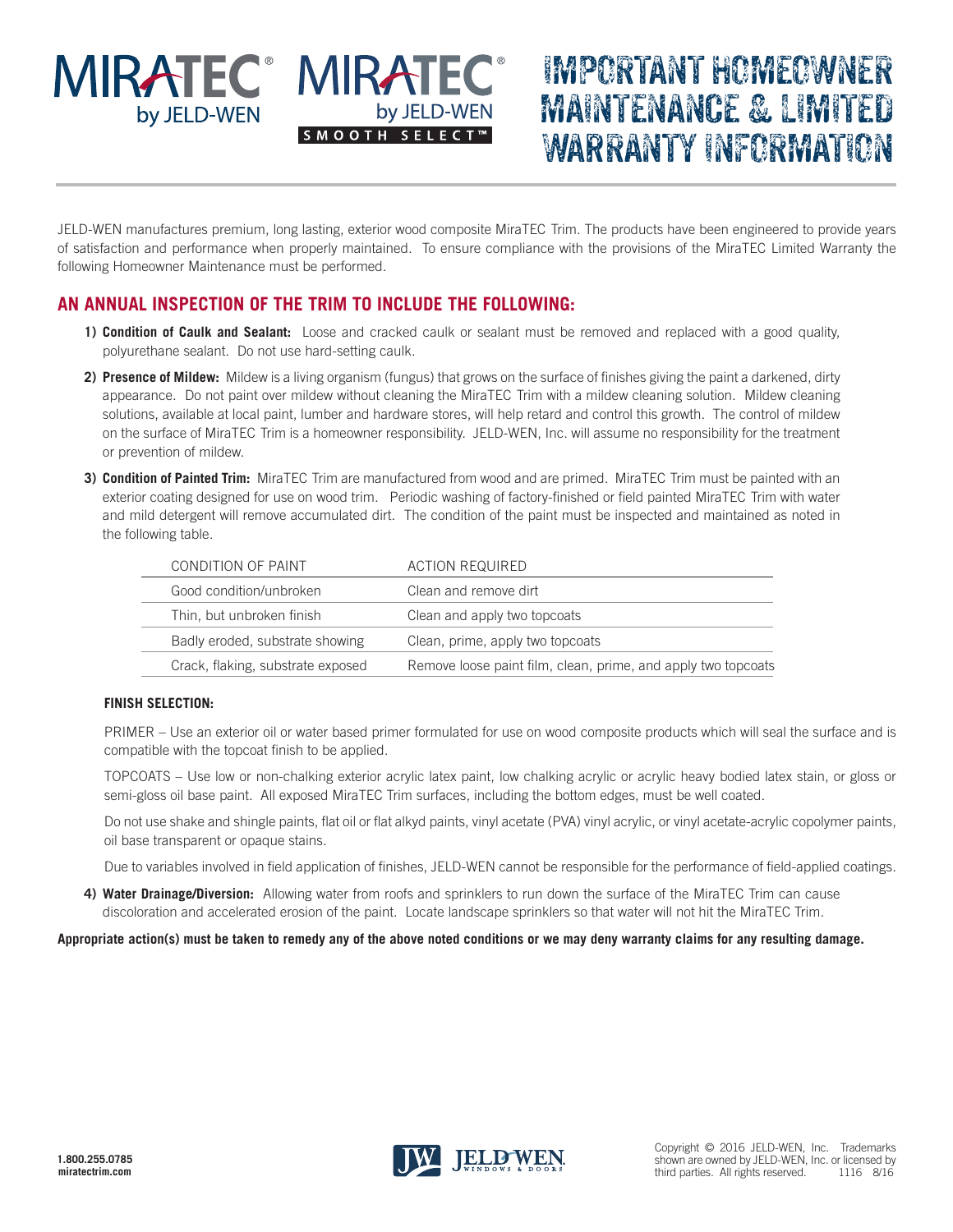MIRATEC® by JELD-WEN

MIRATEC® by JELD-WEN SMOOTH SELECT™

# IMPORTANT HOMEOWNER MAINTENANCE & LIMITED WARRANTY INFORMATION

JELD-WEN manufactures premium, long lasting, exterior wood composite MiraTEC Trim. The products have been engineered to provide years of satisfaction and performance when properly maintained. To ensure compliance with the provisions of the MiraTEC Limited Warranty the following Homeowner Maintenance must be performed.

## AN ANNUAL INSPECTION OF THE TRIM TO INCLUDE THE FOLLOWING:

1) **Condition of Caulk and Sealant:** Loose and cracked caulk or sealant must be removed and replaced with a good quality, polyurethane sealant. Do not use hard-setting caulk.

2) **Presence of Mildew:** Mildew is a living organism (fungus) that grows on the surface of finishes giving the paint a darkened, dirty appearance. Do not paint over mildew without cleaning the MiraTEC Trim with a mildew cleaning solution. Mildew cleaning solutions, available at local paint, lumber and hardware stores, will help retard and control this growth. The control of mildew on the surface of MiraTEC Trim is a homeowner responsibility. JELD-WEN, Inc. will assume no responsibility for the treatment or prevention of mildew.

3) **Condition of Painted Trim:** MiraTEC Trim are manufactured from wood and are primed. MiraTEC Trim must be painted with an exterior coating designed for use on wood trim. Periodic washing of factory-finished or field painted MiraTEC Trim with water and mild detergent will remove accumulated dirt. The condition of the paint must be inspected and maintained as noted in the following table.

| CONDITION OF PAINT | ACTION REQUIRED |
|---|---|
| Good condition/unbroken | Clean and remove dirt |
| Thin, but unbroken finish | Clean and apply two topcoats |
| Badly eroded, substrate showing | Clean, prime, apply two topcoats |
| Crack, flaking, substrate exposed | Remove loose paint film, clean, prime, and apply two topcoats |

**FINISH SELECTION:**

PRIMER – Use an exterior oil or water based primer formulated for use on wood composite products which will seal the surface and is compatible with the topcoat finish to be applied.

TOPCOATS – Use low or non-chalking exterior acrylic latex paint, low chalking acrylic or acrylic heavy bodied latex stain, or gloss or semi-gloss oil base paint. All exposed MiraTEC Trim surfaces, including the bottom edges, must be well coated.

Do not use shake and shingle paints, flat oil or flat alkyd paints, vinyl acetate (PVA) vinyl acrylic, or vinyl acetate-acrylic copolymer paints, oil base transparent or opaque stains.

Due to variables involved in field application of finishes, JELD-WEN cannot be responsible for the performance of field-applied coatings.

4) **Water Drainage/Diversion:** Allowing water from roofs and sprinklers to run down the surface of the MiraTEC Trim can cause discoloration and accelerated erosion of the paint. Locate landscape sprinklers so that water will not hit the MiraTEC Trim.

**Appropriate action(s) must be taken to remedy any of the above noted conditions or we may deny warranty claims for any resulting damage.**

**1.800.255.0785**
**miratectrim.com**

JW JELD-WEN WINDOWS & DOORS

Copyright © 2016 JELD-WEN, Inc. Trademarks shown are owned by JELD-WEN, Inc. or licensed by third parties. All rights reserved. 1116 8/16